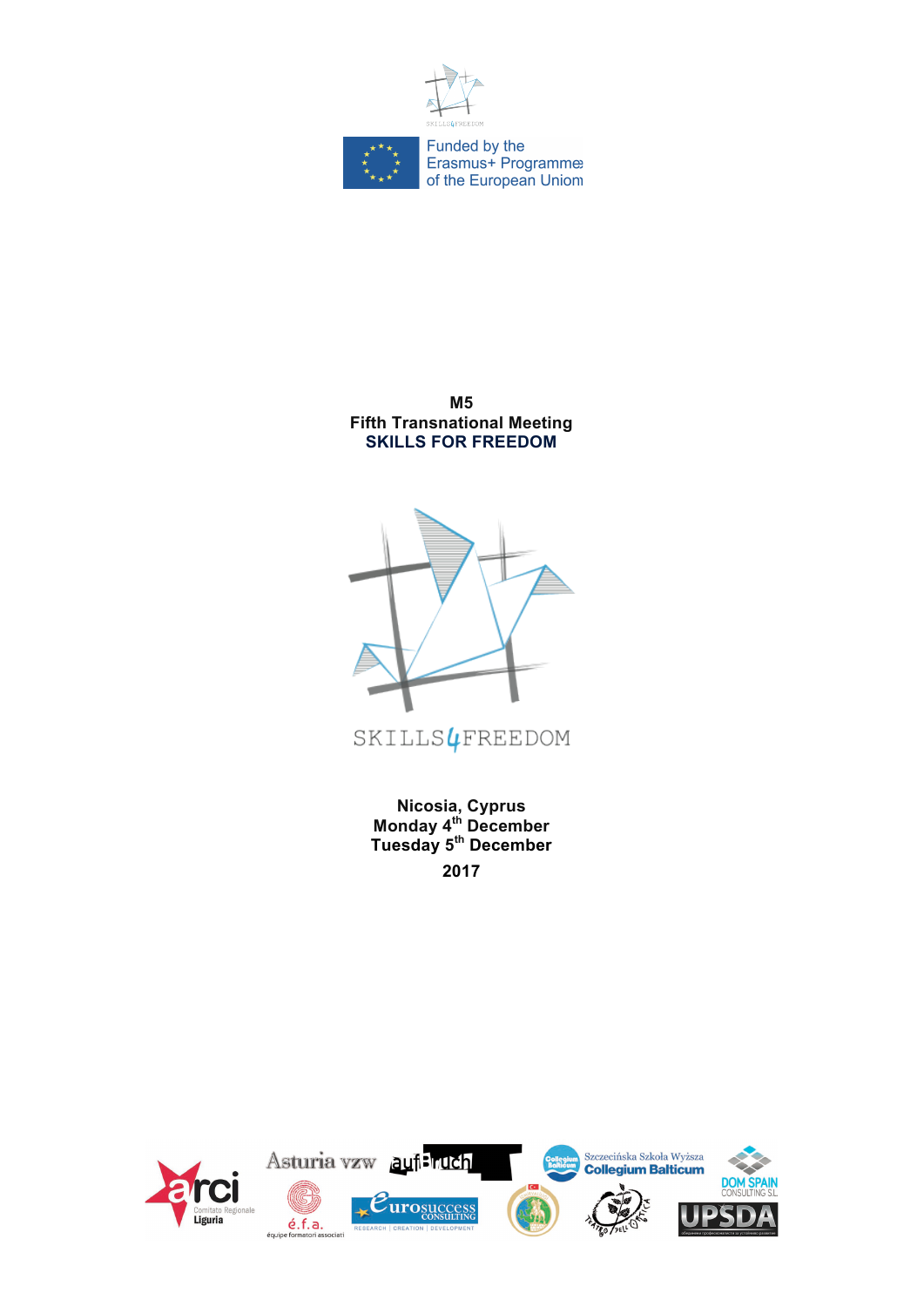Funded by the Erasmus+ Programme of the European Union

**M5**
**Fifth Transnational Meeting**
**SKILLS FOR FREEDOM**

SKILLS4FREEDOM

**Nicosia, Cyprus**
**Monday 4th December**
**Tuesday 5th December**

**2017**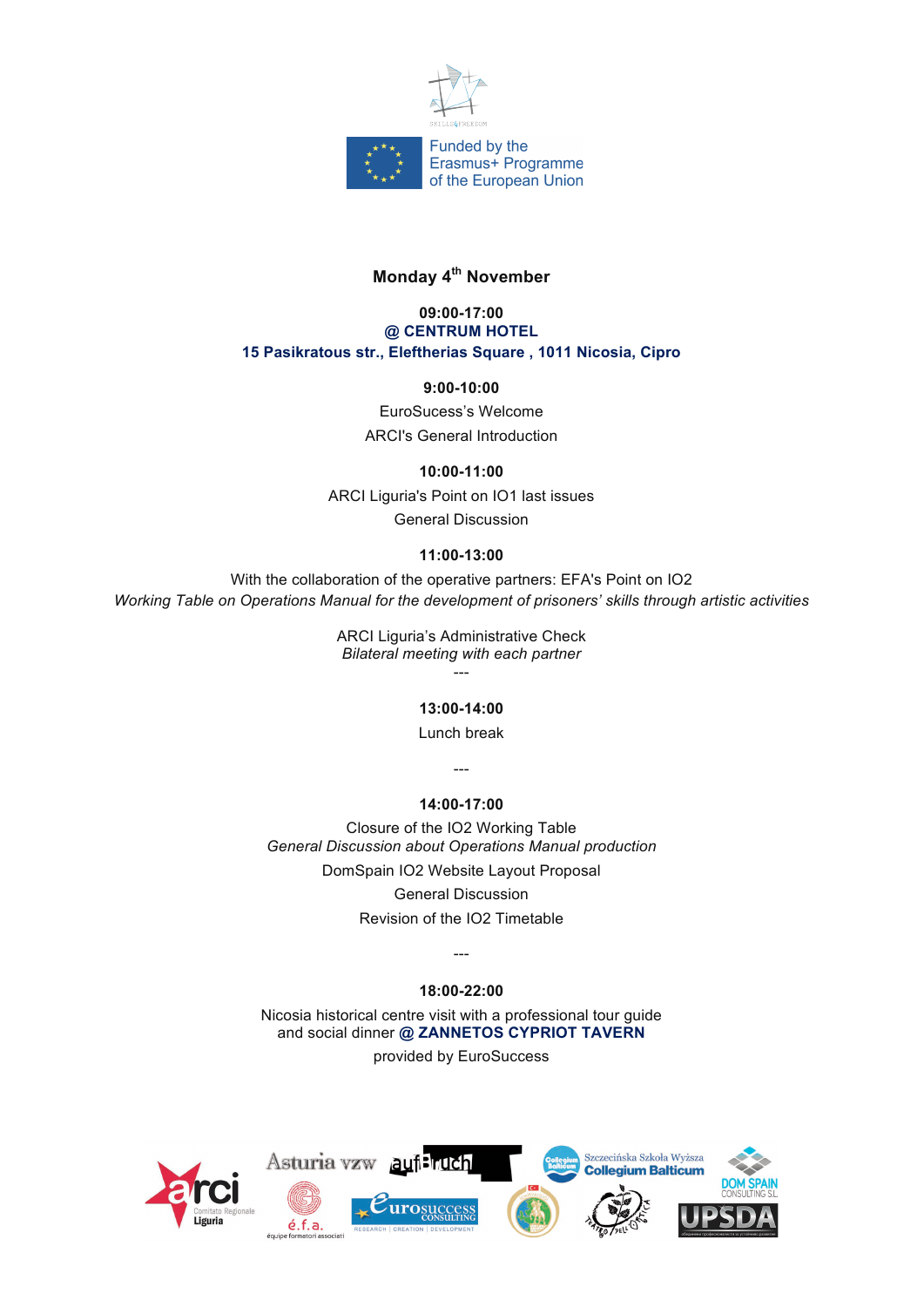Funded by the Erasmus+ Programme of the European Union

## Monday 4th November

**09:00-17:00**
**@ CENTRUM HOTEL**
**15 Pasikratous str., Eleftherias Square , 1011 Nicosia, Cipro**

**9:00-10:00**

EuroSucess's Welcome

ARCI's General Introduction

**10:00-11:00**

ARCI Liguria's Point on IO1 last issues

General Discussion

**11:00-13:00**

With the collaboration of the operative partners: EFA's Point on IO2
*Working Table on Operations Manual for the development of prisoners' skills through artistic activities*

ARCI Liguria's Administrative Check
*Bilateral meeting with each partner*

---

**13:00-14:00**

Lunch break

---

**14:00-17:00**

Closure of the IO2 Working Table
*General Discussion about Operations Manual production*

DomSpain IO2 Website Layout Proposal

General Discussion

Revision of the IO2 Timetable

---

**18:00-22:00**

Nicosia historical centre visit with a professional tour guide and social dinner **@ ZANNETOS CYPRIOT TAVERN**

provided by EuroSuccess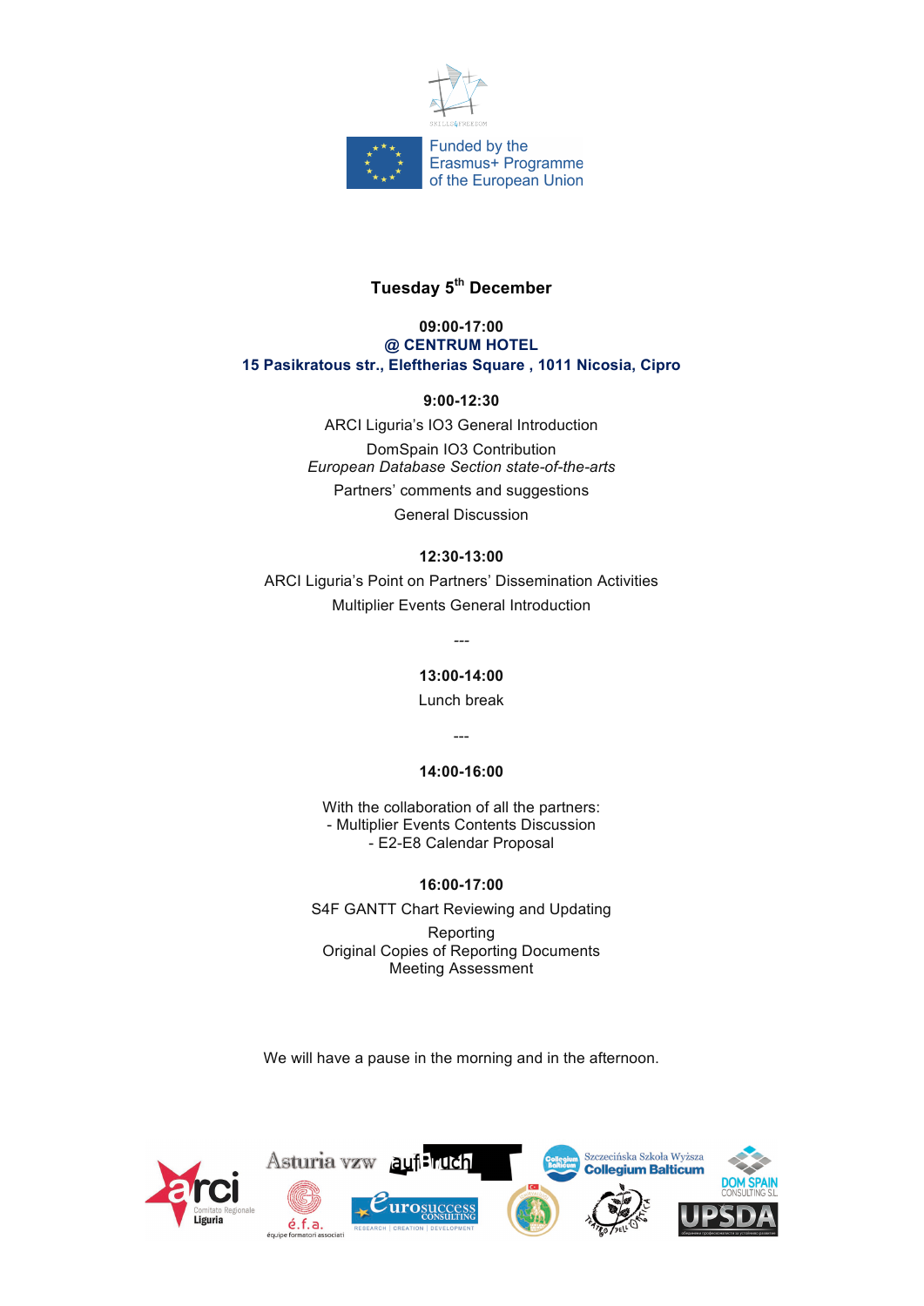Funded by the Erasmus+ Programme of the European Union

**Tuesday 5th December**

**09:00-17:00**
**@ CENTRUM HOTEL**
**15 Pasikratous str., Eleftherias Square , 1011 Nicosia, Cipro**

**9:00-12:30**

ARCI Liguria's IO3 General Introduction

DomSpain IO3 Contribution
*European Database Section state-of-the-arts*

Partners' comments and suggestions

General Discussion

**12:30-13:00**

ARCI Liguria's Point on Partners' Dissemination Activities

Multiplier Events General Introduction

---

**13:00-14:00**

Lunch break

---

**14:00-16:00**

With the collaboration of all the partners:
- Multiplier Events Contents Discussion
- E2-E8 Calendar Proposal

**16:00-17:00**

S4F GANTT Chart Reviewing and Updating

Reporting
Original Copies of Reporting Documents
Meeting Assessment

We will have a pause in the morning and in the afternoon.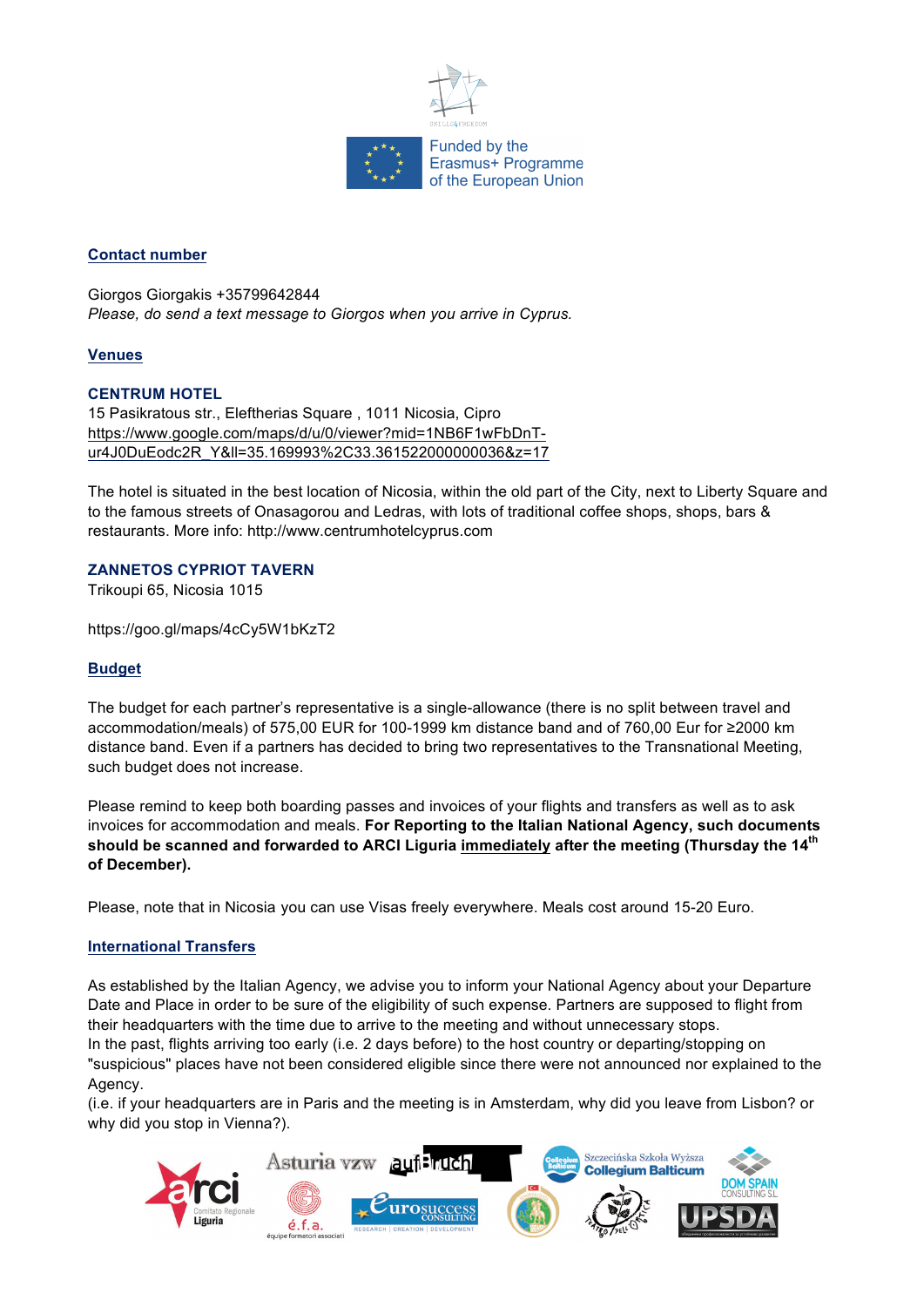Funded by the Erasmus+ Programme of the European Union

## Contact number

Giorgos Giorgakis +35799642844
*Please, do send a text message to Giorgos when you arrive in Cyprus.*

## Venues

### CENTRUM HOTEL

15 Pasikratous str., Eleftherias Square , 1011 Nicosia, Cipro
https://www.google.com/maps/d/u/0/viewer?mid=1NB6F1wFbDnT-ur4J0DuEodc2R_Y&ll=35.169993%2C33.361522000000036&z=17

The hotel is situated in the best location of Nicosia, within the old part of the City, next to Liberty Square and to the famous streets of Onasagorou and Ledras, with lots of traditional coffee shops, shops, bars & restaurants. More info: http://www.centrumhotelcyprus.com

### ZANNETOS CYPRIOT TAVERN

Trikoupi 65, Nicosia 1015

https://goo.gl/maps/4cCy5W1bKzT2

## Budget

The budget for each partner's representative is a single-allowance (there is no split between travel and accommodation/meals) of 575,00 EUR for 100-1999 km distance band and of 760,00 Eur for ≥2000 km distance band. Even if a partners has decided to bring two representatives to the Transnational Meeting, such budget does not increase.

Please remind to keep both boarding passes and invoices of your flights and transfers as well as to ask invoices for accommodation and meals. **For Reporting to the Italian National Agency, such documents should be scanned and forwarded to ARCI Liguria <u>immediately</u> after the meeting (Thursday the 14th of December).**

Please, note that in Nicosia you can use Visas freely everywhere. Meals cost around 15-20 Euro.

## International Transfers

As established by the Italian Agency, we advise you to inform your National Agency about your Departure Date and Place in order to be sure of the eligibility of such expense. Partners are supposed to flight from their headquarters with the time due to arrive to the meeting and without unnecessary stops.
In the past, flights arriving too early (i.e. 2 days before) to the host country or departing/stopping on "suspicious" places have not been considered eligible since there were not announced nor explained to the Agency.
(i.e. if your headquarters are in Paris and the meeting is in Amsterdam, why did you leave from Lisbon? or why did you stop in Vienna?).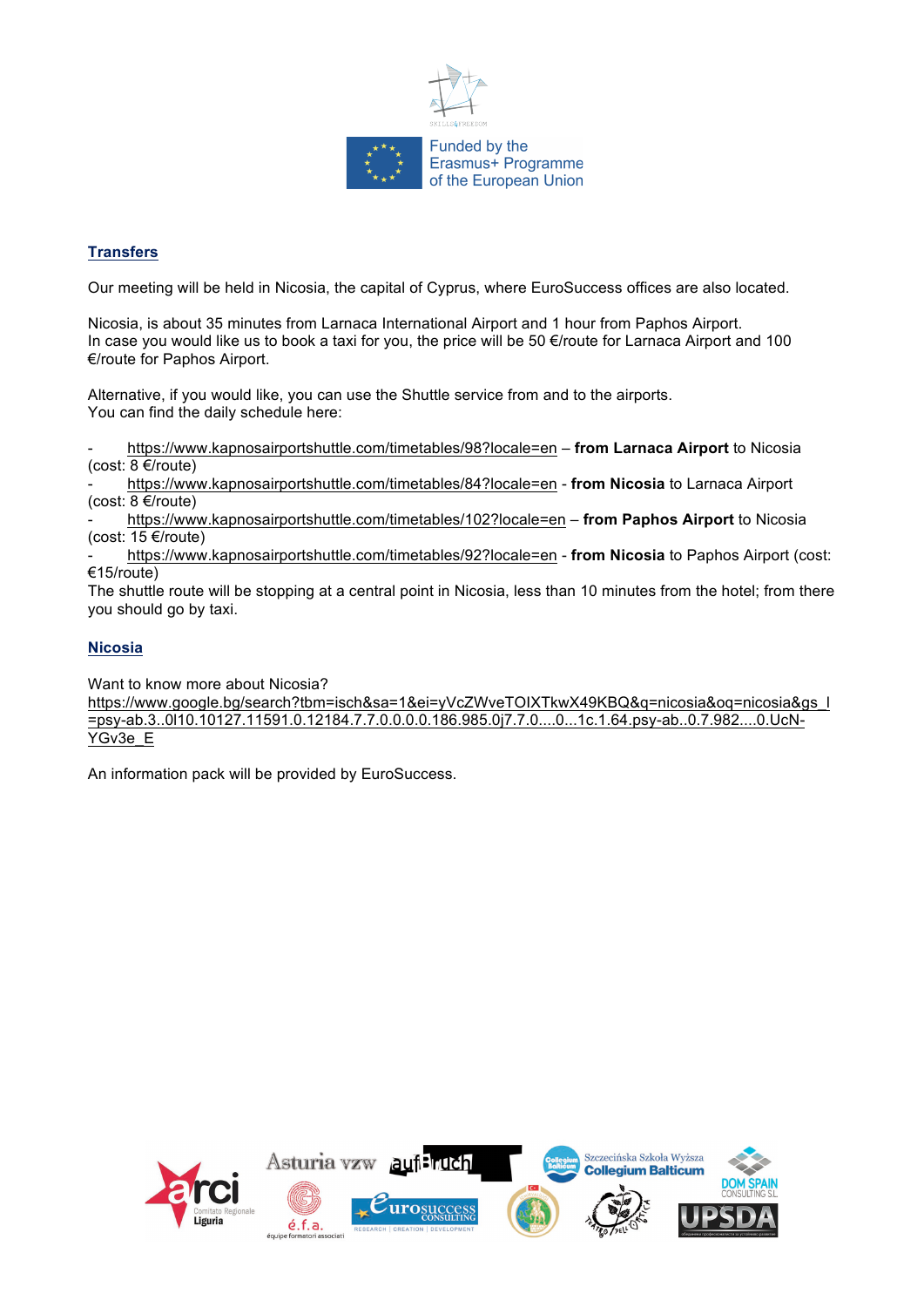## Transfers

Our meeting will be held in Nicosia, the capital of Cyprus, where EuroSuccess offices are also located.

Nicosia, is about 35 minutes from Larnaca International Airport and 1 hour from Paphos Airport.
In case you would like us to book a taxi for you, the price will be 50 €/route for Larnaca Airport and 100 €/route for Paphos Airport.

Alternative, if you would like, you can use the Shuttle service from and to the airports.
You can find the daily schedule here:

- https://www.kapnosairportshuttle.com/timetables/98?locale=en – **from Larnaca Airport** to Nicosia (cost: 8 €/route)
- https://www.kapnosairportshuttle.com/timetables/84?locale=en - **from Nicosia** to Larnaca Airport (cost: 8 €/route)
- https://www.kapnosairportshuttle.com/timetables/102?locale=en – **from Paphos Airport** to Nicosia (cost: 15 €/route)
- https://www.kapnosairportshuttle.com/timetables/92?locale=en - **from Nicosia** to Paphos Airport (cost: €15/route)

The shuttle route will be stopping at a central point in Nicosia, less than 10 minutes from the hotel; from there you should go by taxi.

## Nicosia

Want to know more about Nicosia?
https://www.google.bg/search?tbm=isch&sa=1&ei=yVcZWveTOIXTkwX49KBQ&q=nicosia&oq=nicosia&gs_l=psy-ab.3..0l10.10127.11591.0.12184.7.7.0.0.0.0.186.985.0j7.7.0....0...1c.1.64.psy-ab..0.7.982....0.UcN-YGv3e_E

An information pack will be provided by EuroSuccess.